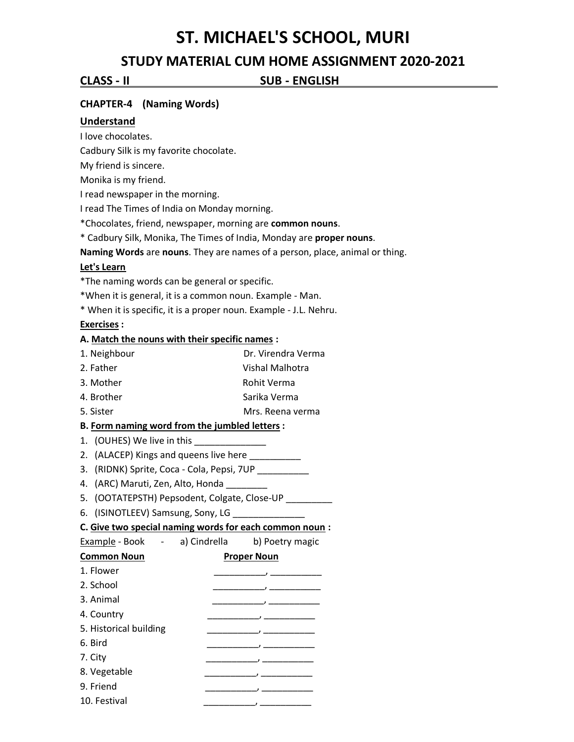# ST. MICHAEL'S SCHOOL, MURI

## STUDY MATERIAL CUM HOME ASSIGNMENT 2020-2021

**CLASS - II** **SUB - ENGLISH**

**CHAPTER-4 (Naming Words)**

**Understand**

I love chocolates.

Cadbury Silk is my favorite chocolate.

My friend is sincere.

Monika is my friend.

I read newspaper in the morning.

I read The Times of India on Monday morning.

*Chocolates, friend, newspaper, morning are **common nouns**.

* Cadbury Silk, Monika, The Times of India, Monday are **proper nouns**.

**Naming Words** are **nouns**. They are names of a person, place, animal or thing.

**Let's Learn**

*The naming words can be general or specific.

*When it is general, it is a common noun. Example - Man.

* When it is specific, it is a proper noun. Example - J.L. Nehru.

**Exercises :**

**A. Match the nouns with their specific names :**

| | |
|---|---|
| 1. Neighbour | Dr. Virendra Verma |
| 2. Father | Vishal Malhotra |
| 3. Mother | Rohit Verma |
| 4. Brother | Sarika Verma |
| 5. Sister | Mrs. Reena verma |

**B. Form naming word from the jumbled letters :**

1. (OUHES) We live in this ______________
2. (ALACEP) Kings and queens live here __________
3. (RIDNK) Sprite, Coca - Cola, Pepsi, 7UP __________
4. (ARC) Maruti, Zen, Alto, Honda ________
5. (OOTATEPSTH) Pepsodent, Colgate, Close-UP _________
6. (ISINOTLEEV) Samsung, Sony, LG ______________

**C. Give two special naming words for each common noun :**

Example - Book - a) Cindrella b) Poetry magic

| **Common Noun** | **Proper Noun** |
|---|---|
| 1. Flower | __________, __________ |
| 2. School | __________, __________ |
| 3. Animal | __________, __________ |
| 4. Country | __________, __________ |
| 5. Historical building | __________, __________ |
| 6. Bird | __________, __________ |
| 7. City | __________, __________ |
| 8. Vegetable | __________, __________ |
| 9. Friend | __________, __________ |
| 10. Festival | __________, __________ |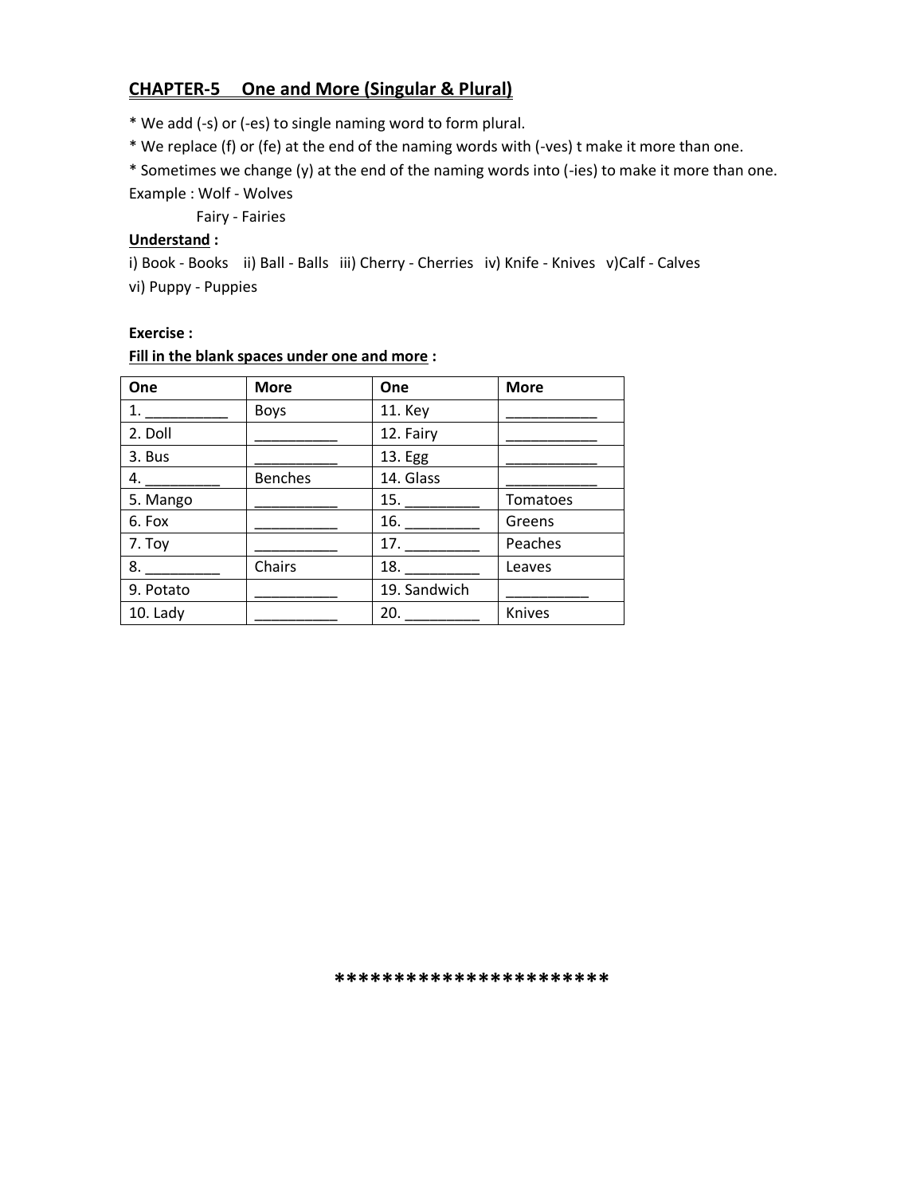## CHAPTER-5 One and More (Singular & Plural)

* We add (-s) or (-es) to single naming word to form plural.
* We replace (f) or (fe) at the end of the naming words with (-ves) t make it more than one.
* Sometimes we change (y) at the end of the naming words into (-ies) to make it more than one.

Example : Wolf - Wolves

Fairy - Fairies

**Understand :**

i) Book - Books ii) Ball - Balls iii) Cherry - Cherries iv) Knife - Knives v)Calf - Calves vi) Puppy - Puppies

**Exercise :**

**Fill in the blank spaces under one and more :**

| One | More | One | More |
|---|---|---|---|
| 1. __________ | Boys | 11. Key | ___________ |
| 2. Doll | __________ | 12. Fairy | ___________ |
| 3. Bus | __________ | 13. Egg | ___________ |
| 4. _________ | Benches | 14. Glass | ___________ |
| 5. Mango | __________ | 15. _________ | Tomatoes |
| 6. Fox | __________ | 16. _________ | Greens |
| 7. Toy | __________ | 17. _________ | Peaches |
| 8. _________ | Chairs | 18. _________ | Leaves |
| 9. Potato | __________ | 19. Sandwich | __________ |
| 10. Lady | __________ | 20. _________ | Knives |

***********************